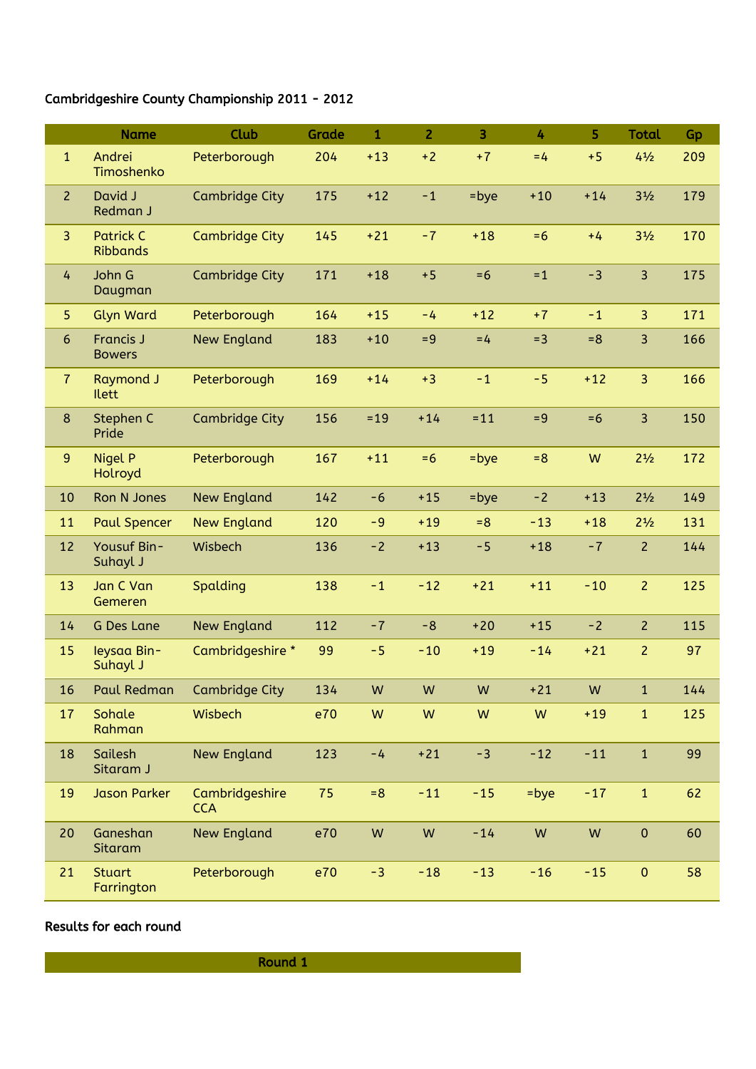Cambridgeshire County Championship 2011 - 2012

| | Name | Club | Grade | 1 | 2 | 3 | 4 | 5 | Total | Gp |
|---|---|---|---|---|---|---|---|---|---|---|
| 1 | Andrei Timoshenko | Peterborough | 204 | +13 | +2 | +7 | =4 | +5 | 4½ | 209 |
| 2 | David J Redman J | Cambridge City | 175 | +12 | -1 | =bye | +10 | +14 | 3½ | 179 |
| 3 | Patrick C Ribbands | Cambridge City | 145 | +21 | -7 | +18 | =6 | +4 | 3½ | 170 |
| 4 | John G Daugman | Cambridge City | 171 | +18 | +5 | =6 | =1 | -3 | 3 | 175 |
| 5 | Glyn Ward | Peterborough | 164 | +15 | -4 | +12 | +7 | -1 | 3 | 171 |
| 6 | Francis J Bowers | New England | 183 | +10 | =9 | =4 | =3 | =8 | 3 | 166 |
| 7 | Raymond J Ilett | Peterborough | 169 | +14 | +3 | -1 | -5 | +12 | 3 | 166 |
| 8 | Stephen C Pride | Cambridge City | 156 | =19 | +14 | =11 | =9 | =6 | 3 | 150 |
| 9 | Nigel P Holroyd | Peterborough | 167 | +11 | =6 | =bye | =8 | W | 2½ | 172 |
| 10 | Ron N Jones | New England | 142 | -6 | +15 | =bye | -2 | +13 | 2½ | 149 |
| 11 | Paul Spencer | New England | 120 | -9 | +19 | =8 | -13 | +18 | 2½ | 131 |
| 12 | Yousuf Bin-Suhayl J | Wisbech | 136 | -2 | +13 | -5 | +18 | -7 | 2 | 144 |
| 13 | Jan C Van Gemeren | Spalding | 138 | -1 | -12 | +21 | +11 | -10 | 2 | 125 |
| 14 | G Des Lane | New England | 112 | -7 | -8 | +20 | +15 | -2 | 2 | 115 |
| 15 | Ieysaa Bin-Suhayl J | Cambridgeshire * | 99 | -5 | -10 | +19 | -14 | +21 | 2 | 97 |
| 16 | Paul Redman | Cambridge City | 134 | W | W | W | +21 | W | 1 | 144 |
| 17 | Sohale Rahman | Wisbech | e70 | W | W | W | W | +19 | 1 | 125 |
| 18 | Sailesh Sitaram J | New England | 123 | -4 | +21 | -3 | -12 | -11 | 1 | 99 |
| 19 | Jason Parker | Cambridgeshire CCA | 75 | =8 | -11 | -15 | =bye | -17 | 1 | 62 |
| 20 | Ganeshan Sitaram | New England | e70 | W | W | -14 | W | W | 0 | 60 |
| 21 | Stuart Farrington | Peterborough | e70 | -3 | -18 | -13 | -16 | -15 | 0 | 58 |

**Results for each round**

**Round 1**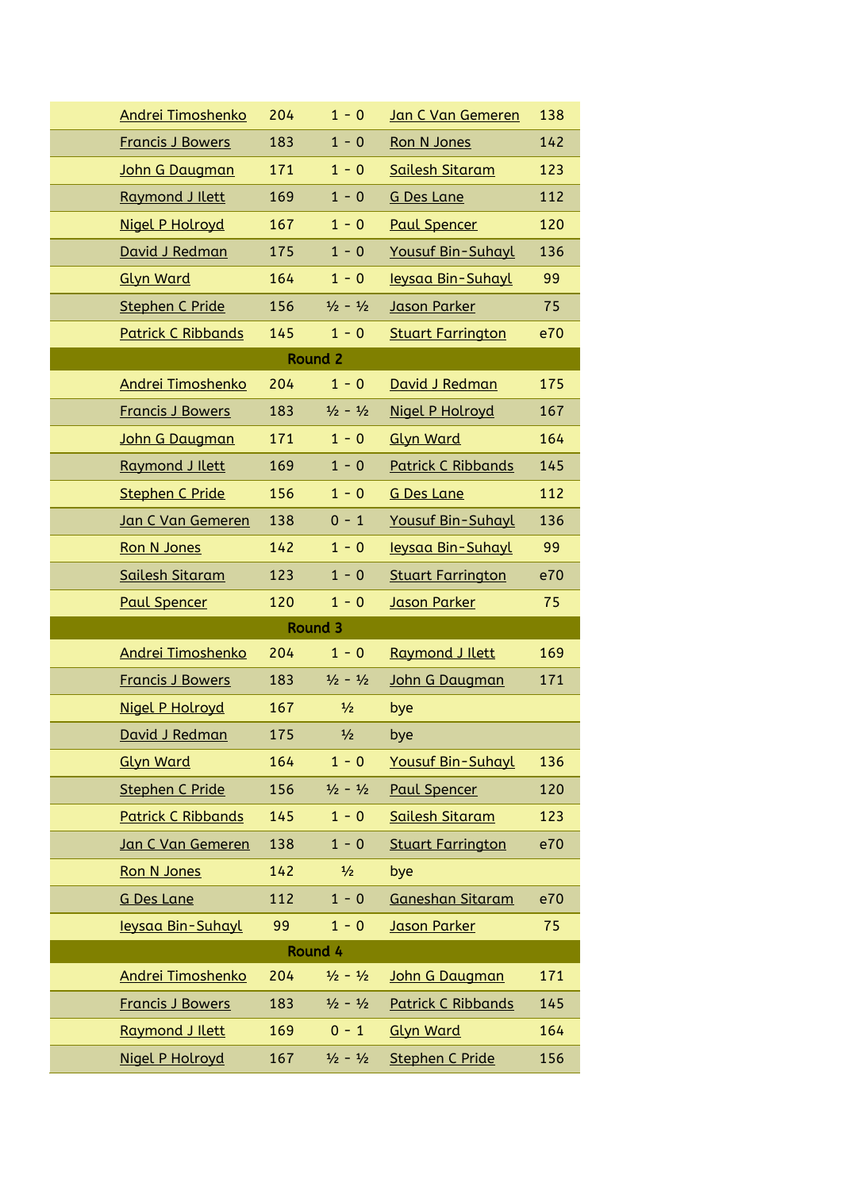| Player | Rating | Result | Player | Rating |
|---|---|---|---|---|
| Andrei Timoshenko | 204 | 1 - 0 | Jan C Van Gemeren | 138 |
| Francis J Bowers | 183 | 1 - 0 | Ron N Jones | 142 |
| John G Daugman | 171 | 1 - 0 | Sailesh Sitaram | 123 |
| Raymond J Ilett | 169 | 1 - 0 | G Des Lane | 112 |
| Nigel P Holroyd | 167 | 1 - 0 | Paul Spencer | 120 |
| David J Redman | 175 | 1 - 0 | Yousuf Bin-Suhayl | 136 |
| Glyn Ward | 164 | 1 - 0 | Ieysaa Bin-Suhayl | 99 |
| Stephen C Pride | 156 | ½ - ½ | Jason Parker | 75 |
| Patrick C Ribbands | 145 | 1 - 0 | Stuart Farrington | e70 |
| | | **Round 2** | | |
| Andrei Timoshenko | 204 | 1 - 0 | David J Redman | 175 |
| Francis J Bowers | 183 | ½ - ½ | Nigel P Holroyd | 167 |
| John G Daugman | 171 | 1 - 0 | Glyn Ward | 164 |
| Raymond J Ilett | 169 | 1 - 0 | Patrick C Ribbands | 145 |
| Stephen C Pride | 156 | 1 - 0 | G Des Lane | 112 |
| Jan C Van Gemeren | 138 | 0 - 1 | Yousuf Bin-Suhayl | 136 |
| Ron N Jones | 142 | 1 - 0 | Ieysaa Bin-Suhayl | 99 |
| Sailesh Sitaram | 123 | 1 - 0 | Stuart Farrington | e70 |
| Paul Spencer | 120 | 1 - 0 | Jason Parker | 75 |
| | | **Round 3** | | |
| Andrei Timoshenko | 204 | 1 - 0 | Raymond J Ilett | 169 |
| Francis J Bowers | 183 | ½ - ½ | John G Daugman | 171 |
| Nigel P Holroyd | 167 | ½ | bye | |
| David J Redman | 175 | ½ | bye | |
| Glyn Ward | 164 | 1 - 0 | Yousuf Bin-Suhayl | 136 |
| Stephen C Pride | 156 | ½ - ½ | Paul Spencer | 120 |
| Patrick C Ribbands | 145 | 1 - 0 | Sailesh Sitaram | 123 |
| Jan C Van Gemeren | 138 | 1 - 0 | Stuart Farrington | e70 |
| Ron N Jones | 142 | ½ | bye | |
| G Des Lane | 112 | 1 - 0 | Ganeshan Sitaram | e70 |
| Ieysaa Bin-Suhayl | 99 | 1 - 0 | Jason Parker | 75 |
| | | **Round 4** | | |
| Andrei Timoshenko | 204 | ½ - ½ | John G Daugman | 171 |
| Francis J Bowers | 183 | ½ - ½ | Patrick C Ribbands | 145 |
| Raymond J Ilett | 169 | 0 - 1 | Glyn Ward | 164 |
| Nigel P Holroyd | 167 | ½ - ½ | Stephen C Pride | 156 |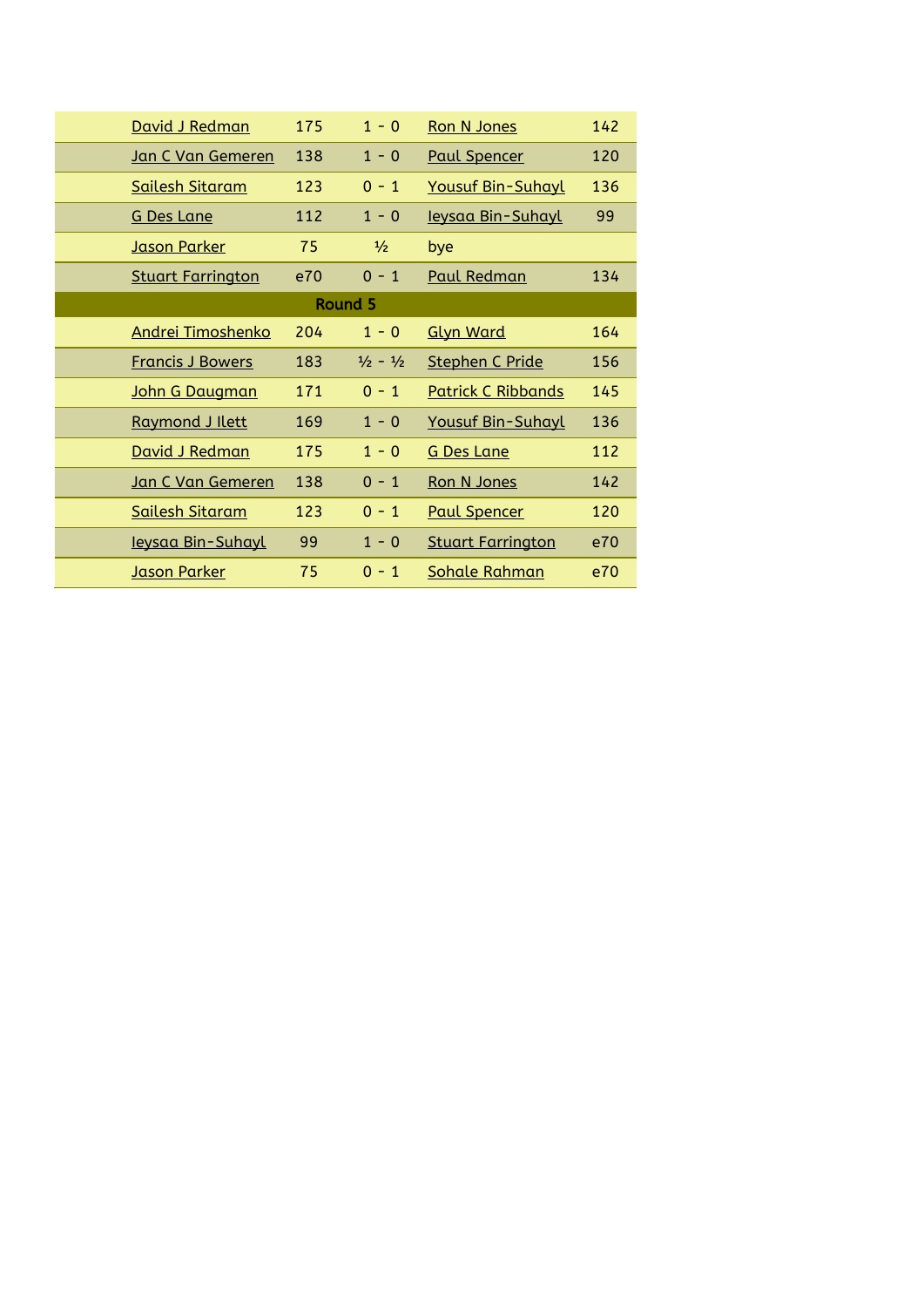| | | | | |
|---|---|---|---|---|
| David J Redman | 175 | 1 - 0 | Ron N Jones | 142 |
| Jan C Van Gemeren | 138 | 1 - 0 | Paul Spencer | 120 |
| Sailesh Sitaram | 123 | 0 - 1 | Yousuf Bin-Suhayl | 136 |
| G Des Lane | 112 | 1 - 0 | Ieysaa Bin-Suhayl | 99 |
| Jason Parker | 75 | ½ | bye | |
| Stuart Farrington | e70 | 0 - 1 | Paul Redman | 134 |
| | | **Round 5** | | |
| Andrei Timoshenko | 204 | 1 - 0 | Glyn Ward | 164 |
| Francis J Bowers | 183 | ½ - ½ | Stephen C Pride | 156 |
| John G Daugman | 171 | 0 - 1 | Patrick C Ribbands | 145 |
| Raymond J Ilett | 169 | 1 - 0 | Yousuf Bin-Suhayl | 136 |
| David J Redman | 175 | 1 - 0 | G Des Lane | 112 |
| Jan C Van Gemeren | 138 | 0 - 1 | Ron N Jones | 142 |
| Sailesh Sitaram | 123 | 0 - 1 | Paul Spencer | 120 |
| Ieysaa Bin-Suhayl | 99 | 1 - 0 | Stuart Farrington | e70 |
| Jason Parker | 75 | 0 - 1 | Sohale Rahman | e70 |